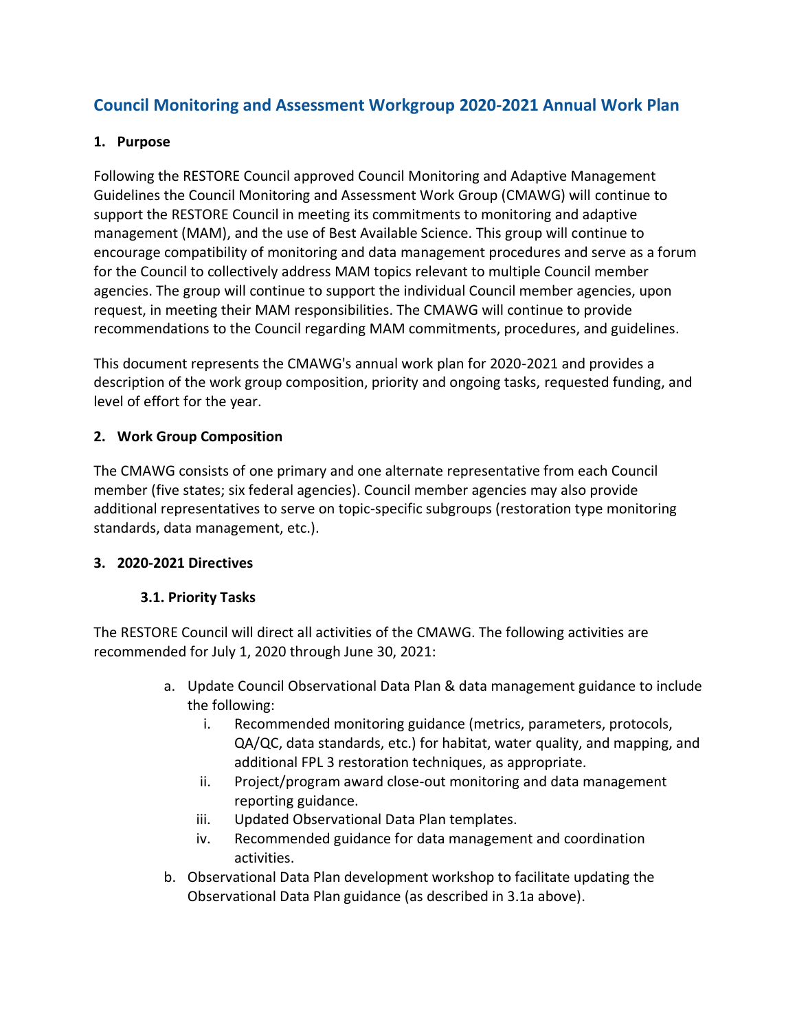# Council Monitoring and Assessment Workgroup 2020-2021 Annual Work Plan

## 1. Purpose

Following the RESTORE Council approved Council Monitoring and Adaptive Management Guidelines the Council Monitoring and Assessment Work Group (CMAWG) will continue to support the RESTORE Council in meeting its commitments to monitoring and adaptive management (MAM), and the use of Best Available Science. This group will continue to encourage compatibility of monitoring and data management procedures and serve as a forum for the Council to collectively address MAM topics relevant to multiple Council member agencies. The group will continue to support the individual Council member agencies, upon request, in meeting their MAM responsibilities. The CMAWG will continue to provide recommendations to the Council regarding MAM commitments, procedures, and guidelines.

This document represents the CMAWG's annual work plan for 2020-2021 and provides a description of the work group composition, priority and ongoing tasks, requested funding, and level of effort for the year.

## 2. Work Group Composition

The CMAWG consists of one primary and one alternate representative from each Council member (five states; six federal agencies). Council member agencies may also provide additional representatives to serve on topic-specific subgroups (restoration type monitoring standards, data management, etc.).

## 3. 2020-2021 Directives

### 3.1. Priority Tasks

The RESTORE Council will direct all activities of the CMAWG. The following activities are recommended for July 1, 2020 through June 30, 2021:

a. Update Council Observational Data Plan & data management guidance to include the following:
   i. Recommended monitoring guidance (metrics, parameters, protocols, QA/QC, data standards, etc.) for habitat, water quality, and mapping, and additional FPL 3 restoration techniques, as appropriate.
   ii. Project/program award close-out monitoring and data management reporting guidance.
   iii. Updated Observational Data Plan templates.
   iv. Recommended guidance for data management and coordination activities.

b. Observational Data Plan development workshop to facilitate updating the Observational Data Plan guidance (as described in 3.1a above).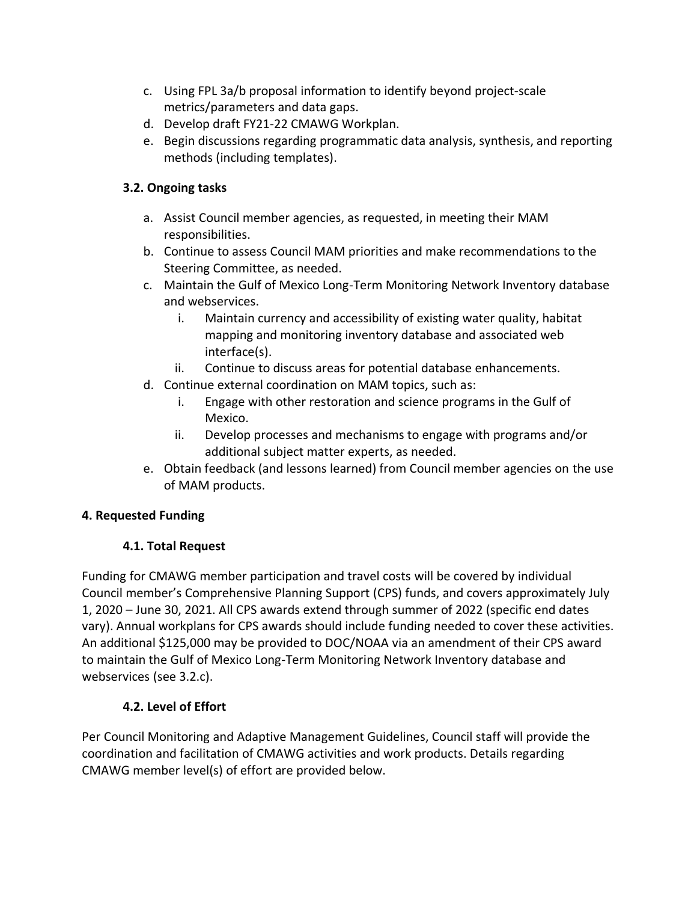c. Using FPL 3a/b proposal information to identify beyond project-scale metrics/parameters and data gaps.
d. Develop draft FY21-22 CMAWG Workplan.
e. Begin discussions regarding programmatic data analysis, synthesis, and reporting methods (including templates).

### 3.2. Ongoing tasks

a. Assist Council member agencies, as requested, in meeting their MAM responsibilities.
b. Continue to assess Council MAM priorities and make recommendations to the Steering Committee, as needed.
c. Maintain the Gulf of Mexico Long-Term Monitoring Network Inventory database and webservices.
   i. Maintain currency and accessibility of existing water quality, habitat mapping and monitoring inventory database and associated web interface(s).
   ii. Continue to discuss areas for potential database enhancements.
d. Continue external coordination on MAM topics, such as:
   i. Engage with other restoration and science programs in the Gulf of Mexico.
   ii. Develop processes and mechanisms to engage with programs and/or additional subject matter experts, as needed.
e. Obtain feedback (and lessons learned) from Council member agencies on the use of MAM products.

## 4. Requested Funding

### 4.1. Total Request

Funding for CMAWG member participation and travel costs will be covered by individual Council member's Comprehensive Planning Support (CPS) funds, and covers approximately July 1, 2020 – June 30, 2021. All CPS awards extend through summer of 2022 (specific end dates vary). Annual workplans for CPS awards should include funding needed to cover these activities. An additional $125,000 may be provided to DOC/NOAA via an amendment of their CPS award to maintain the Gulf of Mexico Long-Term Monitoring Network Inventory database and webservices (see 3.2.c).

### 4.2. Level of Effort

Per Council Monitoring and Adaptive Management Guidelines, Council staff will provide the coordination and facilitation of CMAWG activities and work products. Details regarding CMAWG member level(s) of effort are provided below.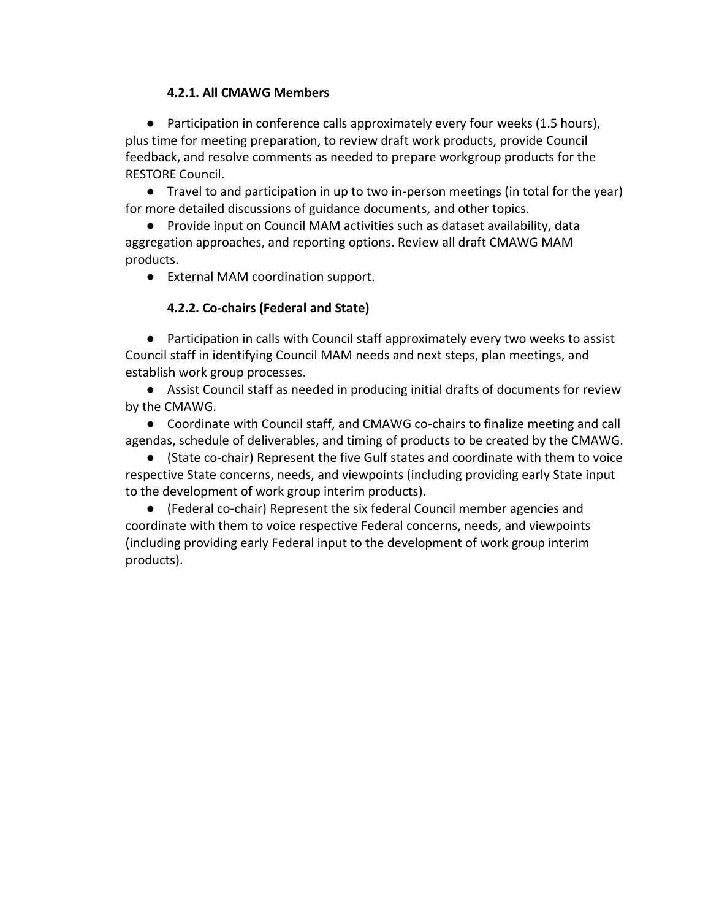#### 4.2.1. All CMAWG Members

- Participation in conference calls approximately every four weeks (1.5 hours), plus time for meeting preparation, to review draft work products, provide Council feedback, and resolve comments as needed to prepare workgroup products for the RESTORE Council.
- Travel to and participation in up to two in-person meetings (in total for the year) for more detailed discussions of guidance documents, and other topics.
- Provide input on Council MAM activities such as dataset availability, data aggregation approaches, and reporting options. Review all draft CMAWG MAM products.
- External MAM coordination support.

#### 4.2.2. Co-chairs (Federal and State)

- Participation in calls with Council staff approximately every two weeks to assist Council staff in identifying Council MAM needs and next steps, plan meetings, and establish work group processes.
- Assist Council staff as needed in producing initial drafts of documents for review by the CMAWG.
- Coordinate with Council staff, and CMAWG co-chairs to finalize meeting and call agendas, schedule of deliverables, and timing of products to be created by the CMAWG.
- (State co-chair) Represent the five Gulf states and coordinate with them to voice respective State concerns, needs, and viewpoints (including providing early State input to the development of work group interim products).
- (Federal co-chair) Represent the six federal Council member agencies and coordinate with them to voice respective Federal concerns, needs, and viewpoints (including providing early Federal input to the development of work group interim products).